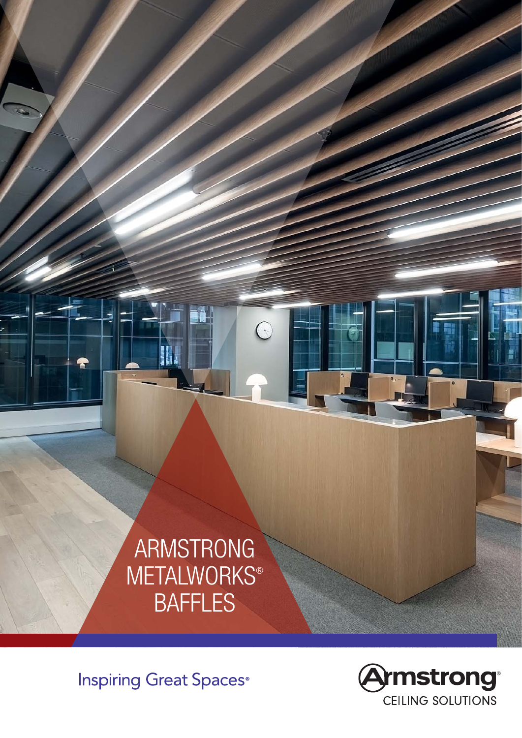# ARMSTRONG METALWORKS® BAFFLES

Inspiring Great Spaces®

Armstrong®
CEILING SOLUTIONS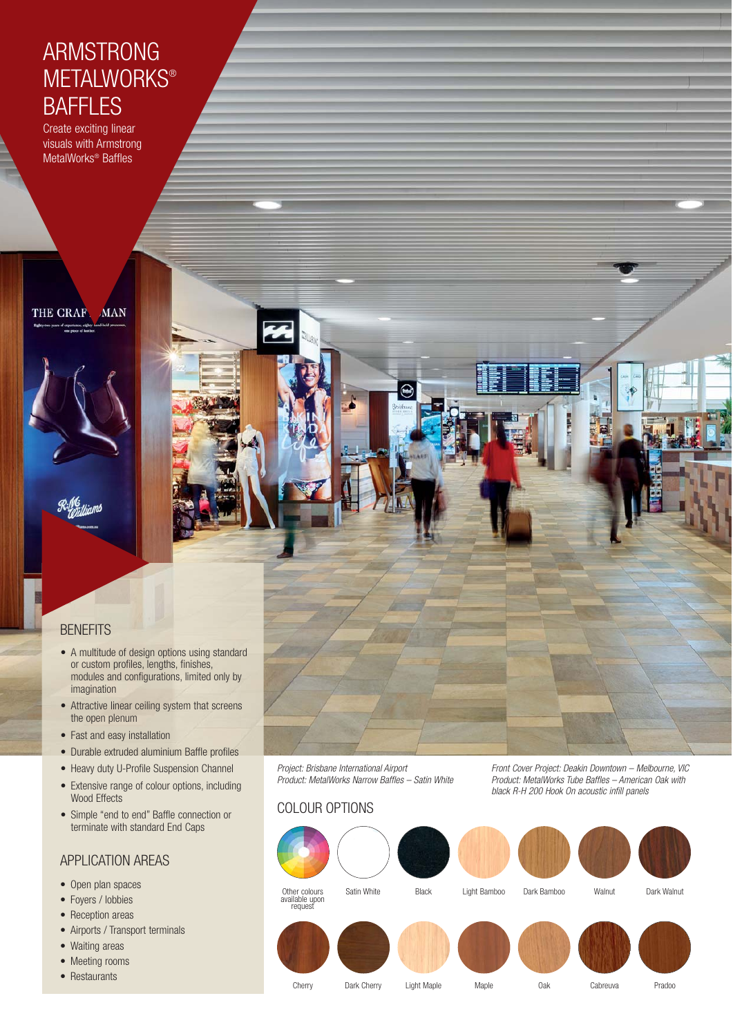# ARMSTRONG METALWORKS® BAFFLES

Create exciting linear visuals with Armstrong MetalWorks® Baffles

## BENEFITS

- A multitude of design options using standard or custom profiles, lengths, finishes, modules and configurations, limited only by imagination
- Attractive linear ceiling system that screens the open plenum
- Fast and easy installation
- Durable extruded aluminium Baffle profiles
- Heavy duty U-Profile Suspension Channel
- Extensive range of colour options, including Wood Effects
- Simple "end to end" Baffle connection or terminate with standard End Caps

## APPLICATION AREAS

- Open plan spaces
- Foyers / lobbies
- Reception areas
- Airports / Transport terminals
- Waiting areas
- Meeting rooms
- Restaurants

*Project: Brisbane International Airport*
*Product: MetalWorks Narrow Baffles – Satin White*

*Front Cover Project: Deakin Downtown – Melbourne, VIC*
*Product: MetalWorks Tube Baffles – American Oak with black R-H 200 Hook On acoustic infill panels*

## COLOUR OPTIONS

- Other colours available upon request
- Satin White
- Black
- Light Bamboo
- Dark Bamboo
- Walnut
- Dark Walnut
- Cherry
- Dark Cherry
- Light Maple
- Maple
- Oak
- Cabreuva
- Pradoo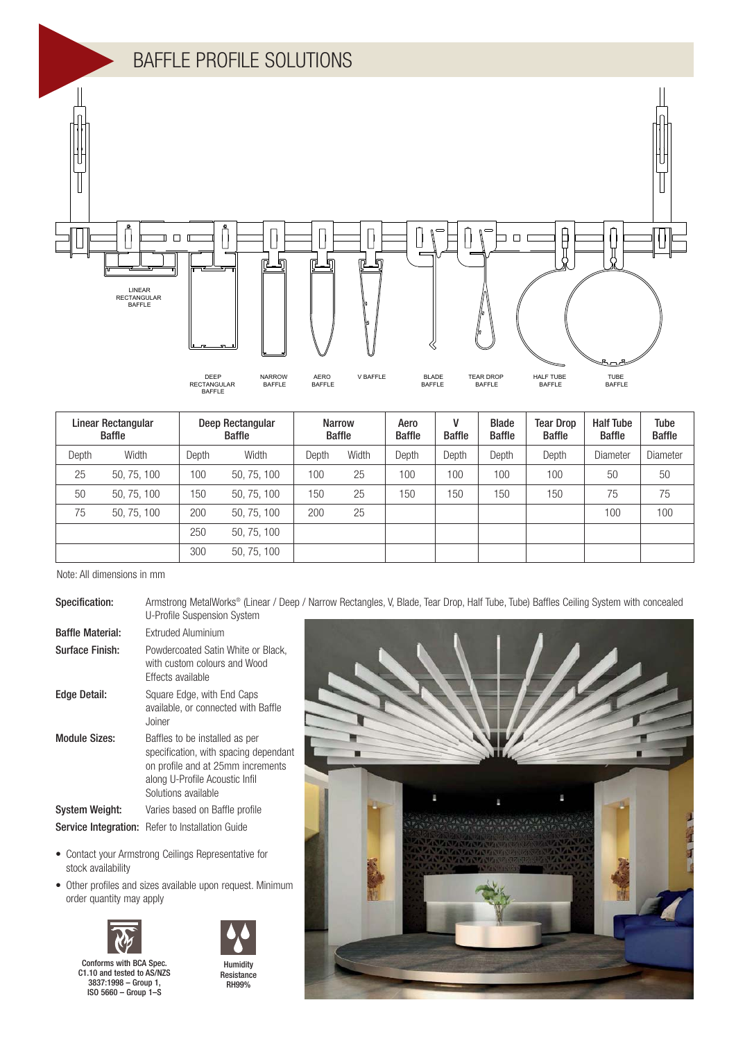# BAFFLE PROFILE SOLUTIONS

LINEAR RECTANGULAR BAFFLE

DEEP RECTANGULAR BAFFLE | NARROW BAFFLE | AERO BAFFLE | V BAFFLE | BLADE BAFFLE | TEAR DROP BAFFLE | HALF TUBE BAFFLE | TUBE BAFFLE

| Linear Rectangular Baffle | | Deep Rectangular Baffle | | Narrow Baffle | | Aero Baffle | V Baffle | Blade Baffle | Tear Drop Baffle | Half Tube Baffle | Tube Baffle |
|---|---|---|---|---|---|---|---|---|---|---|---|
| Depth | Width | Depth | Width | Depth | Width | Depth | Depth | Depth | Depth | Diameter | Diameter |
| 25 | 50, 75, 100 | 100 | 50, 75, 100 | 100 | 25 | 100 | 100 | 100 | 100 | 50 | 50 |
| 50 | 50, 75, 100 | 150 | 50, 75, 100 | 150 | 25 | 150 | 150 | 150 | 150 | 75 | 75 |
| 75 | 50, 75, 100 | 200 | 50, 75, 100 | 200 | 25 | | | | | 100 | 100 |
| | | 250 | 50, 75, 100 | | | | | | | | |
| | | 300 | 50, 75, 100 | | | | | | | | |

Note: All dimensions in mm

**Specification:** Armstrong MetalWorks® (Linear / Deep / Narrow Rectangles, V, Blade, Tear Drop, Half Tube, Tube) Baffles Ceiling System with concealed U-Profile Suspension System

**Baffle Material:** Extruded Aluminium

**Surface Finish:** Powdercoated Satin White or Black, with custom colours and Wood Effects available

**Edge Detail:** Square Edge, with End Caps available, or connected with Baffle Joiner

**Module Sizes:** Baffles to be installed as per specification, with spacing dependant on profile and at 25mm increments along U-Profile Acoustic Infil Solutions available

**System Weight:** Varies based on Baffle profile

**Service Integration:** Refer to Installation Guide

- Contact your Armstrong Ceilings Representative for stock availability
- Other profiles and sizes available upon request. Minimum order quantity may apply

Conforms with BCA Spec. C1.10 and tested to AS/NZS 3837:1998 – Group 1, ISO 5660 – Group 1–S

Humidity Resistance RH99%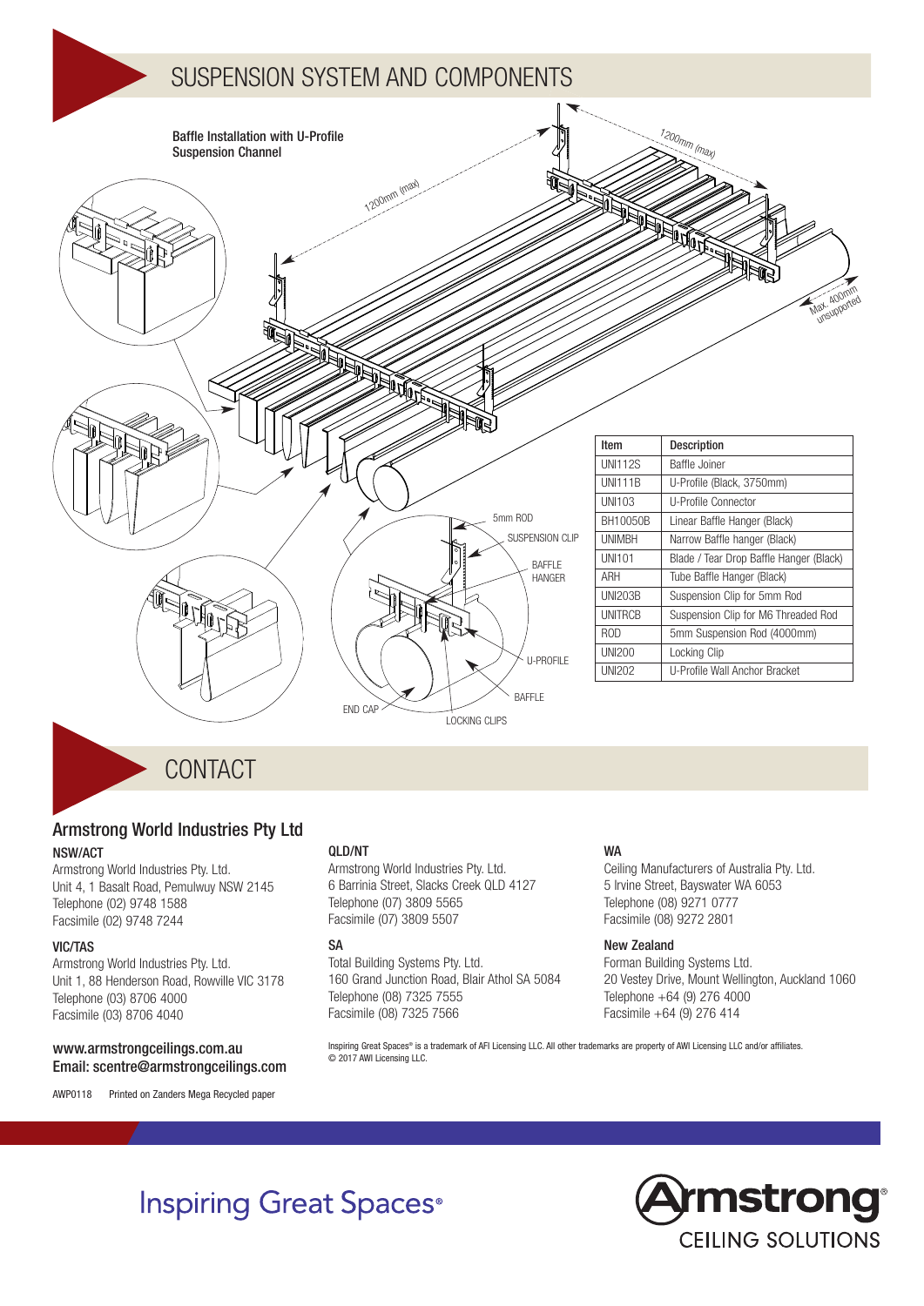# SUSPENSION SYSTEM AND COMPONENTS

**Baffle Installation with U-Profile Suspension Channel**

1200mm (max)

1200mm (max)

Max. 400mm unsupported

5mm ROD

SUSPENSION CLIP

BAFFLE HANGER

U-PROFILE

BAFFLE

END CAP

LOCKING CLIPS

| Item | Description |
|---|---|
| UNI112S | Baffle Joiner |
| UNI111B | U-Profile (Black, 3750mm) |
| UNI103 | U-Profile Connector |
| BH10050B | Linear Baffle Hanger (Black) |
| UNIMBH | Narrow Baffle hanger (Black) |
| UNI101 | Blade / Tear Drop Baffle Hanger (Black) |
| ARH | Tube Baffle Hanger (Black) |
| UNI203B | Suspension Clip for 5mm Rod |
| UNITRCB | Suspension Clip for M6 Threaded Rod |
| ROD | 5mm Suspension Rod (4000mm) |
| UNI200 | Locking Clip |
| UNI202 | U-Profile Wall Anchor Bracket |

# CONTACT

## Armstrong World Industries Pty Ltd

**NSW/ACT**
Armstrong World Industries Pty. Ltd.
Unit 4, 1 Basalt Road, Pemulwuy NSW 2145
Telephone (02) 9748 1588
Facsimile (02) 9748 7244

**VIC/TAS**
Armstrong World Industries Pty. Ltd.
Unit 1, 88 Henderson Road, Rowville VIC 3178
Telephone (03) 8706 4000
Facsimile (03) 8706 4040

**QLD/NT**
Armstrong World Industries Pty. Ltd.
6 Barrinia Street, Slacks Creek QLD 4127
Telephone (07) 3809 5565
Facsimile (07) 3809 5507

**SA**
Total Building Systems Pty. Ltd.
160 Grand Junction Road, Blair Athol SA 5084
Telephone (08) 7325 7555
Facsimile (08) 7325 7566

**WA**
Ceiling Manufacturers of Australia Pty. Ltd.
5 Irvine Street, Bayswater WA 6053
Telephone (08) 9271 0777
Facsimile (08) 9272 2801

**New Zealand**
Forman Building Systems Ltd.
20 Vestey Drive, Mount Wellington, Auckland 1060
Telephone +64 (9) 276 4000
Facsimile +64 (9) 276 414

**www.armstrongceilings.com.au**
**Email: scentre@armstrongceilings.com**

Inspiring Great Spaces® is a trademark of AFI Licensing LLC. All other trademarks are property of AWI Licensing LLC and/or affiliates.
© 2017 AWI Licensing LLC.

AWP0118 Printed on Zanders Mega Recycled paper

Inspiring Great Spaces®

Armstrong® CEILING SOLUTIONS